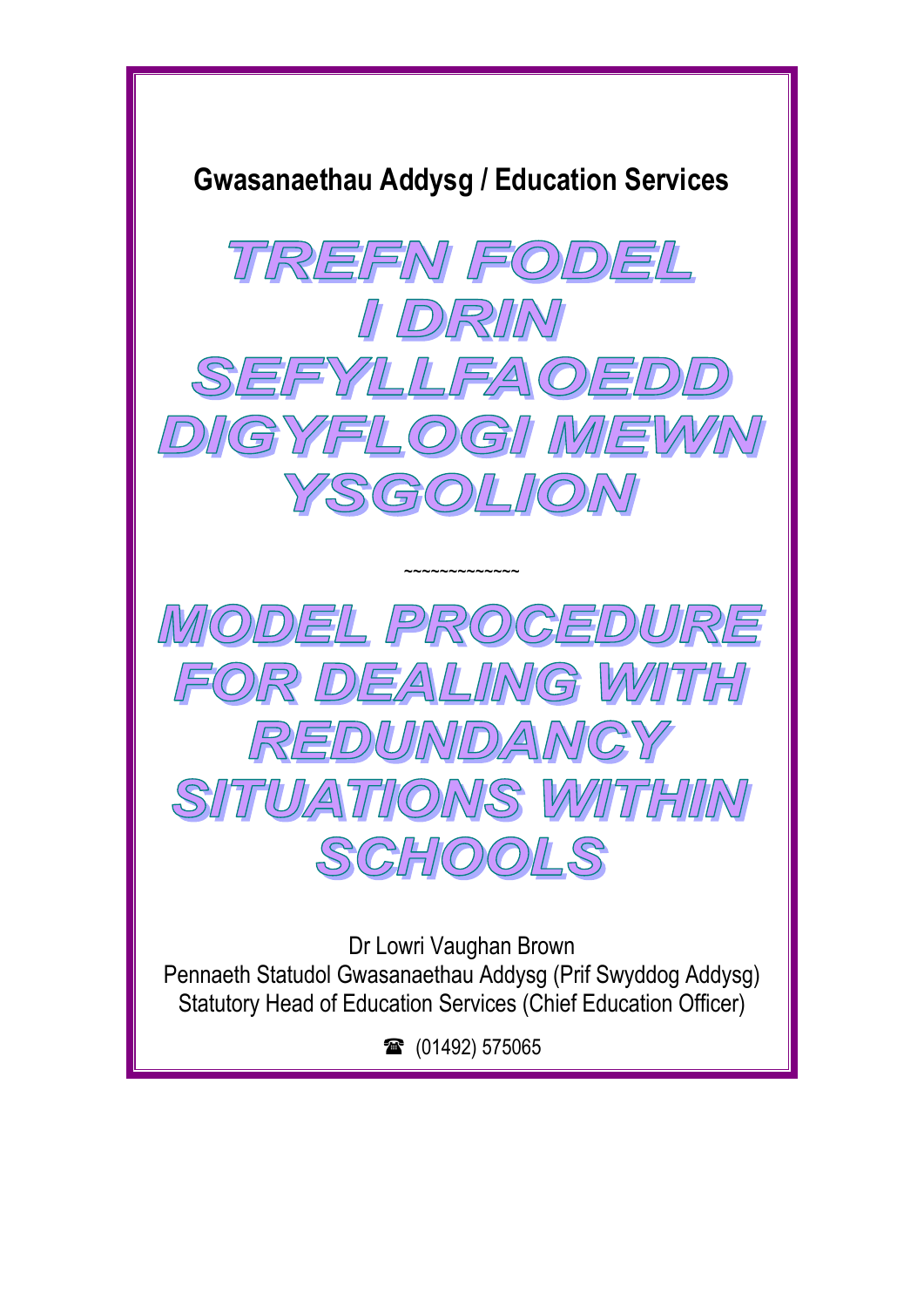**Gwasanaethau Addysg / Education Services**

# TREFN FODEL I DRIN SEFYLLFAOEDD DIGYFLOGI MEWN YSGOLION

~~~~~~~~~~~~~~

# MODEL PROCEDURE FOR DEALING WITH REDUNDANCY SITUATIONS WITHIN SCHOOLS

Dr Lowri Vaughan Brown
Pennaeth Statudol Gwasanaethau Addysg (Prif Swyddog Addysg)
Statutory Head of Education Services (Chief Education Officer)

☎ (01492) 575065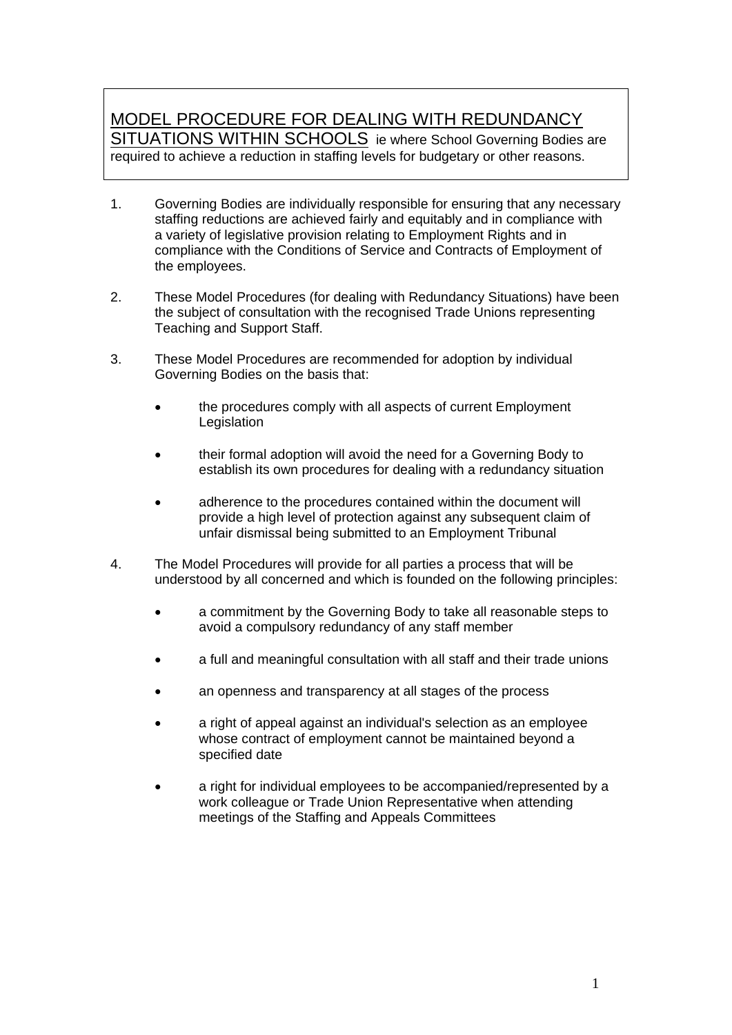# MODEL PROCEDURE FOR DEALING WITH REDUNDANCY SITUATIONS WITHIN SCHOOLS

ie where School Governing Bodies are required to achieve a reduction in staffing levels for budgetary or other reasons.

1. Governing Bodies are individually responsible for ensuring that any necessary staffing reductions are achieved fairly and equitably and in compliance with a variety of legislative provision relating to Employment Rights and in compliance with the Conditions of Service and Contracts of Employment of the employees.

2. These Model Procedures (for dealing with Redundancy Situations) have been the subject of consultation with the recognised Trade Unions representing Teaching and Support Staff.

3. These Model Procedures are recommended for adoption by individual Governing Bodies on the basis that:

   - the procedures comply with all aspects of current Employment Legislation
   - their formal adoption will avoid the need for a Governing Body to establish its own procedures for dealing with a redundancy situation
   - adherence to the procedures contained within the document will provide a high level of protection against any subsequent claim of unfair dismissal being submitted to an Employment Tribunal

4. The Model Procedures will provide for all parties a process that will be understood by all concerned and which is founded on the following principles:

   - a commitment by the Governing Body to take all reasonable steps to avoid a compulsory redundancy of any staff member
   - a full and meaningful consultation with all staff and their trade unions
   - an openness and transparency at all stages of the process
   - a right of appeal against an individual's selection as an employee whose contract of employment cannot be maintained beyond a specified date
   - a right for individual employees to be accompanied/represented by a work colleague or Trade Union Representative when attending meetings of the Staffing and Appeals Committees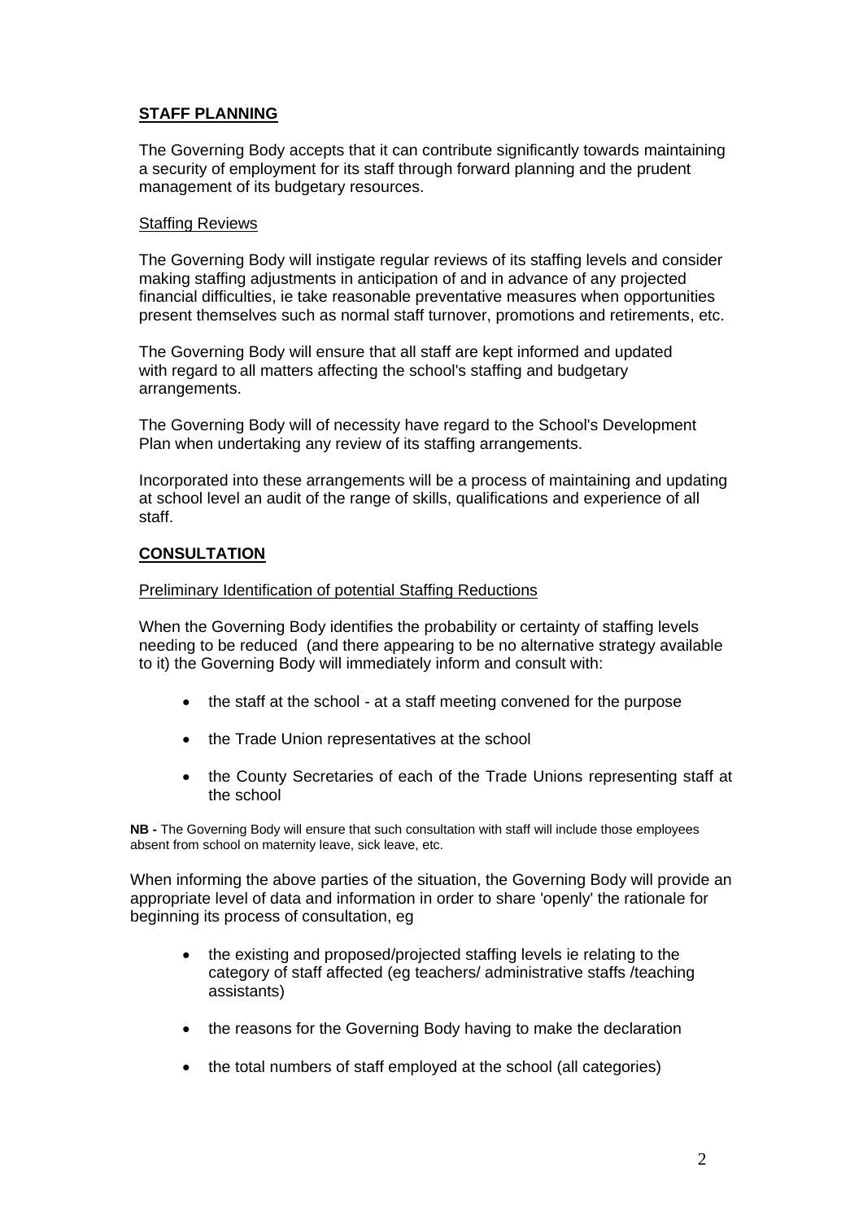## **STAFF PLANNING**

The Governing Body accepts that it can contribute significantly towards maintaining a security of employment for its staff through forward planning and the prudent management of its budgetary resources.

### Staffing Reviews

The Governing Body will instigate regular reviews of its staffing levels and consider making staffing adjustments in anticipation of and in advance of any projected financial difficulties, ie take reasonable preventative measures when opportunities present themselves such as normal staff turnover, promotions and retirements, etc.

The Governing Body will ensure that all staff are kept informed and updated with regard to all matters affecting the school's staffing and budgetary arrangements.

The Governing Body will of necessity have regard to the School's Development Plan when undertaking any review of its staffing arrangements.

Incorporated into these arrangements will be a process of maintaining and updating at school level an audit of the range of skills, qualifications and experience of all staff.

## **CONSULTATION**

### Preliminary Identification of potential Staffing Reductions

When the Governing Body identifies the probability or certainty of staffing levels needing to be reduced (and there appearing to be no alternative strategy available to it) the Governing Body will immediately inform and consult with:

- the staff at the school - at a staff meeting convened for the purpose
- the Trade Union representatives at the school
- the County Secretaries of each of the Trade Unions representing staff at the school

**NB -** The Governing Body will ensure that such consultation with staff will include those employees absent from school on maternity leave, sick leave, etc.

When informing the above parties of the situation, the Governing Body will provide an appropriate level of data and information in order to share 'openly' the rationale for beginning its process of consultation, eg

- the existing and proposed/projected staffing levels ie relating to the category of staff affected (eg teachers/ administrative staffs /teaching assistants)
- the reasons for the Governing Body having to make the declaration
- the total numbers of staff employed at the school (all categories)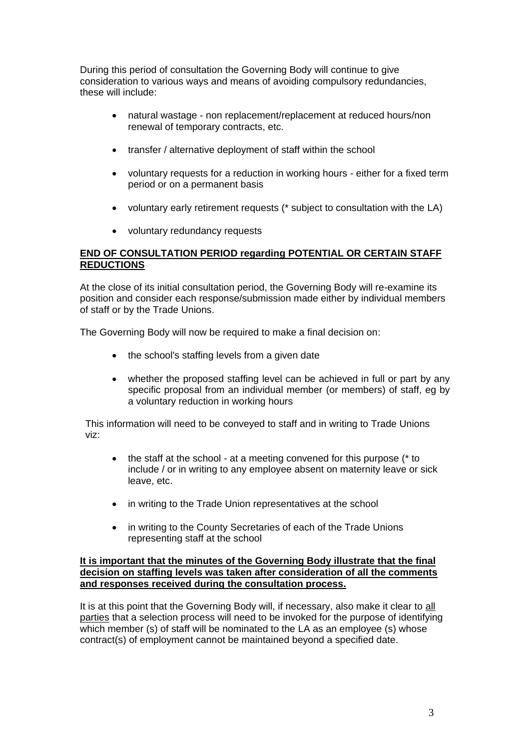During this period of consultation the Governing Body will continue to give consideration to various ways and means of avoiding compulsory redundancies, these will include:

- natural wastage - non replacement/replacement at reduced hours/non renewal of temporary contracts, etc.
- transfer / alternative deployment of staff within the school
- voluntary requests for a reduction in working hours - either for a fixed term period or on a permanent basis
- voluntary early retirement requests (* subject to consultation with the LA)
- voluntary redundancy requests

**END OF CONSULTATION PERIOD regarding POTENTIAL OR CERTAIN STAFF REDUCTIONS**

At the close of its initial consultation period, the Governing Body will re-examine its position and consider each response/submission made either by individual members of staff or by the Trade Unions.

The Governing Body will now be required to make a final decision on:

- the school's staffing levels from a given date
- whether the proposed staffing level can be achieved in full or part by any specific proposal from an individual member (or members) of staff, eg by a voluntary reduction in working hours

This information will need to be conveyed to staff and in writing to Trade Unions viz:

- the staff at the school - at a meeting convened for this purpose (* to include / or in writing to any employee absent on maternity leave or sick leave, etc.
- in writing to the Trade Union representatives at the school
- in writing to the County Secretaries of each of the Trade Unions representing staff at the school

**It is important that the minutes of the Governing Body illustrate that the final decision on staffing levels was taken after consideration of all the comments and responses received during the consultation process.**

It is at this point that the Governing Body will, if necessary, also make it clear to all parties that a selection process will need to be invoked for the purpose of identifying which member (s) of staff will be nominated to the LA as an employee (s) whose contract(s) of employment cannot be maintained beyond a specified date.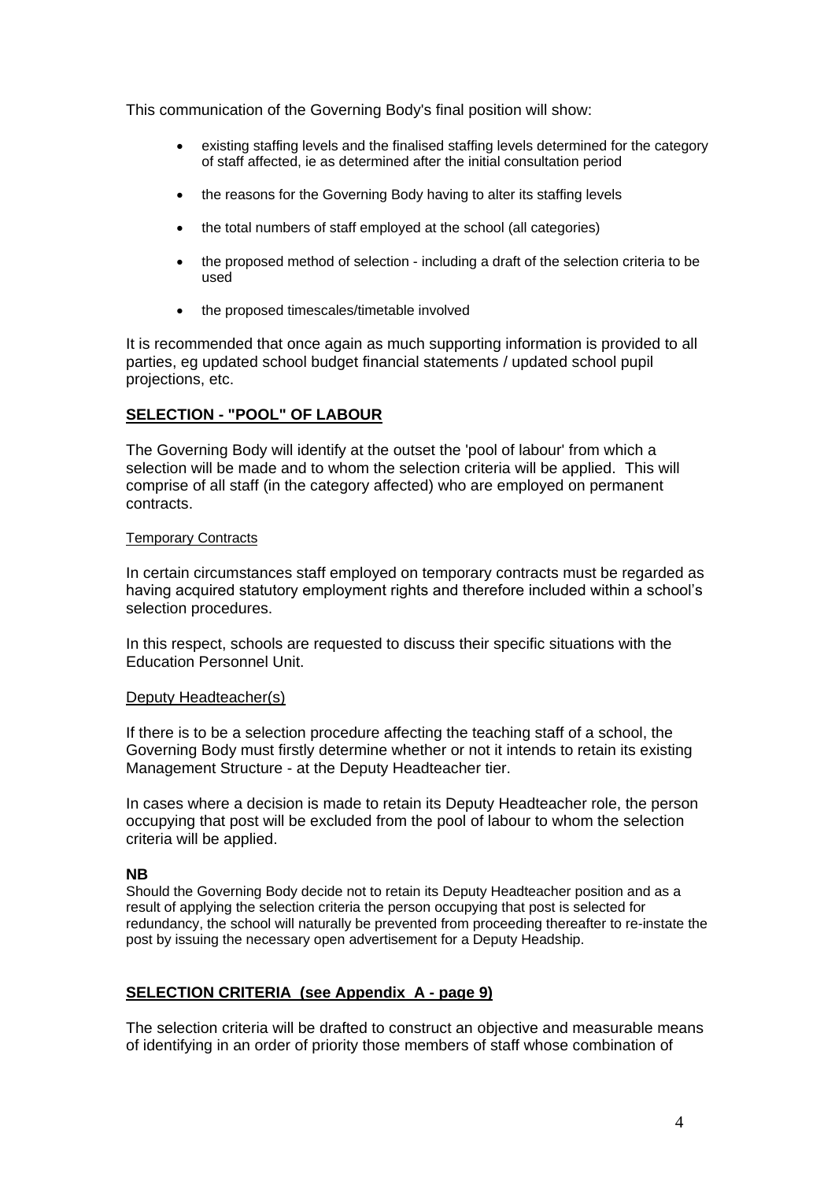This communication of the Governing Body's final position will show:

- existing staffing levels and the finalised staffing levels determined for the category of staff affected, ie as determined after the initial consultation period
- the reasons for the Governing Body having to alter its staffing levels
- the total numbers of staff employed at the school (all categories)
- the proposed method of selection - including a draft of the selection criteria to be used
- the proposed timescales/timetable involved

It is recommended that once again as much supporting information is provided to all parties, eg updated school budget financial statements / updated school pupil projections, etc.

## SELECTION - "POOL" OF LABOUR

The Governing Body will identify at the outset the 'pool of labour' from which a selection will be made and to whom the selection criteria will be applied. This will comprise of all staff (in the category affected) who are employed on permanent contracts.

### Temporary Contracts

In certain circumstances staff employed on temporary contracts must be regarded as having acquired statutory employment rights and therefore included within a school's selection procedures.

In this respect, schools are requested to discuss their specific situations with the Education Personnel Unit.

### Deputy Headteacher(s)

If there is to be a selection procedure affecting the teaching staff of a school, the Governing Body must firstly determine whether or not it intends to retain its existing Management Structure - at the Deputy Headteacher tier.

In cases where a decision is made to retain its Deputy Headteacher role, the person occupying that post will be excluded from the pool of labour to whom the selection criteria will be applied.

**NB**

Should the Governing Body decide not to retain its Deputy Headteacher position and as a result of applying the selection criteria the person occupying that post is selected for redundancy, the school will naturally be prevented from proceeding thereafter to re-instate the post by issuing the necessary open advertisement for a Deputy Headship.

## SELECTION CRITERIA (see Appendix A - page 9)

The selection criteria will be drafted to construct an objective and measurable means of identifying in an order of priority those members of staff whose combination of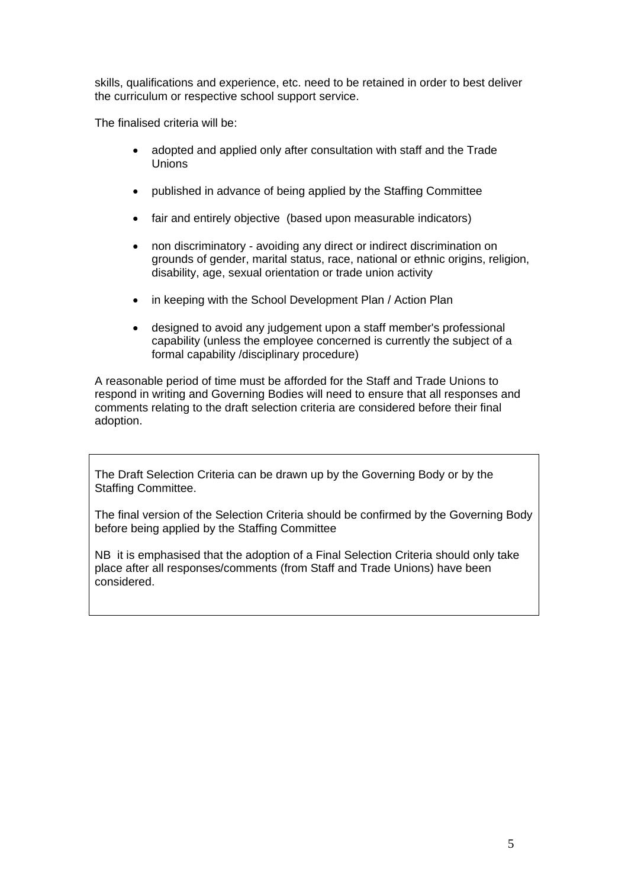skills, qualifications and experience, etc. need to be retained in order to best deliver the curriculum or respective school support service.

The finalised criteria will be:

- adopted and applied only after consultation with staff and the Trade Unions
- published in advance of being applied by the Staffing Committee
- fair and entirely objective (based upon measurable indicators)
- non discriminatory - avoiding any direct or indirect discrimination on grounds of gender, marital status, race, national or ethnic origins, religion, disability, age, sexual orientation or trade union activity
- in keeping with the School Development Plan / Action Plan
- designed to avoid any judgement upon a staff member's professional capability (unless the employee concerned is currently the subject of a formal capability /disciplinary procedure)

A reasonable period of time must be afforded for the Staff and Trade Unions to respond in writing and Governing Bodies will need to ensure that all responses and comments relating to the draft selection criteria are considered before their final adoption.

The Draft Selection Criteria can be drawn up by the Governing Body or by the Staffing Committee.

The final version of the Selection Criteria should be confirmed by the Governing Body before being applied by the Staffing Committee

NB it is emphasised that the adoption of a Final Selection Criteria should only take place after all responses/comments (from Staff and Trade Unions) have been considered.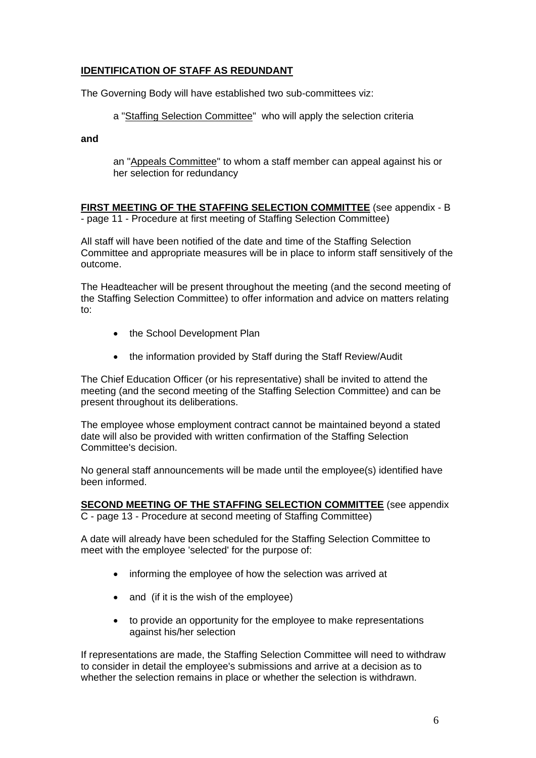## IDENTIFICATION OF STAFF AS REDUNDANT

The Governing Body will have established two sub-committees viz:

a "Staffing Selection Committee" who will apply the selection criteria

**and**

an "Appeals Committee" to whom a staff member can appeal against his or her selection for redundancy

**FIRST MEETING OF THE STAFFING SELECTION COMMITTEE** (see appendix - B - page 11 - Procedure at first meeting of Staffing Selection Committee)

All staff will have been notified of the date and time of the Staffing Selection Committee and appropriate measures will be in place to inform staff sensitively of the outcome.

The Headteacher will be present throughout the meeting (and the second meeting of the Staffing Selection Committee) to offer information and advice on matters relating to:

- the School Development Plan
- the information provided by Staff during the Staff Review/Audit

The Chief Education Officer (or his representative) shall be invited to attend the meeting (and the second meeting of the Staffing Selection Committee) and can be present throughout its deliberations.

The employee whose employment contract cannot be maintained beyond a stated date will also be provided with written confirmation of the Staffing Selection Committee's decision.

No general staff announcements will be made until the employee(s) identified have been informed.

**SECOND MEETING OF THE STAFFING SELECTION COMMITTEE** (see appendix C - page 13 - Procedure at second meeting of Staffing Committee)

A date will already have been scheduled for the Staffing Selection Committee to meet with the employee 'selected' for the purpose of:

- informing the employee of how the selection was arrived at
- and (if it is the wish of the employee)
- to provide an opportunity for the employee to make representations against his/her selection

If representations are made, the Staffing Selection Committee will need to withdraw to consider in detail the employee's submissions and arrive at a decision as to whether the selection remains in place or whether the selection is withdrawn.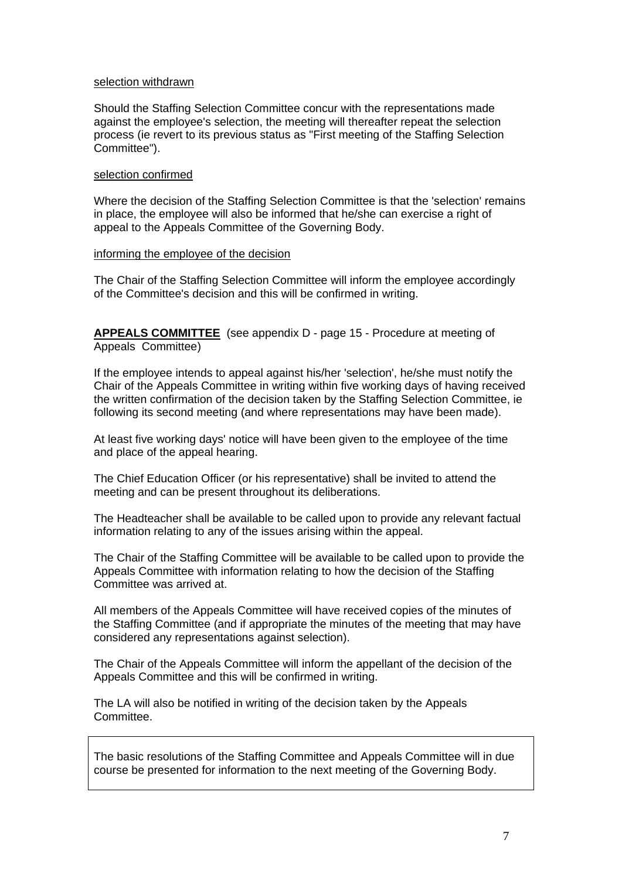<u>selection withdrawn</u>

Should the Staffing Selection Committee concur with the representations made against the employee's selection, the meeting will thereafter repeat the selection process (ie revert to its previous status as "First meeting of the Staffing Selection Committee").

<u>selection confirmed</u>

Where the decision of the Staffing Selection Committee is that the 'selection' remains in place, the employee will also be informed that he/she can exercise a right of appeal to the Appeals Committee of the Governing Body.

<u>informing the employee of the decision</u>

The Chair of the Staffing Selection Committee will inform the employee accordingly of the Committee's decision and this will be confirmed in writing.

**<u>APPEALS COMMITTEE</u>** (see appendix D - page 15 - Procedure at meeting of Appeals Committee)

If the employee intends to appeal against his/her 'selection', he/she must notify the Chair of the Appeals Committee in writing within five working days of having received the written confirmation of the decision taken by the Staffing Selection Committee, ie following its second meeting (and where representations may have been made).

At least five working days' notice will have been given to the employee of the time and place of the appeal hearing.

The Chief Education Officer (or his representative) shall be invited to attend the meeting and can be present throughout its deliberations.

The Headteacher shall be available to be called upon to provide any relevant factual information relating to any of the issues arising within the appeal.

The Chair of the Staffing Committee will be available to be called upon to provide the Appeals Committee with information relating to how the decision of the Staffing Committee was arrived at.

All members of the Appeals Committee will have received copies of the minutes of the Staffing Committee (and if appropriate the minutes of the meeting that may have considered any representations against selection).

The Chair of the Appeals Committee will inform the appellant of the decision of the Appeals Committee and this will be confirmed in writing.

The LA will also be notified in writing of the decision taken by the Appeals Committee.

The basic resolutions of the Staffing Committee and Appeals Committee will in due course be presented for information to the next meeting of the Governing Body.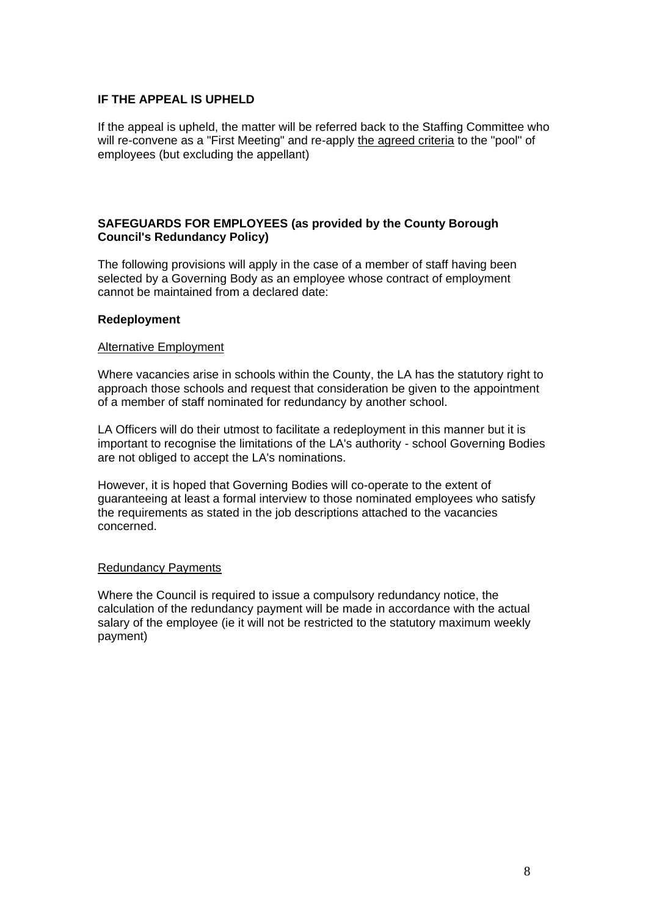**IF THE APPEAL IS UPHELD**

If the appeal is upheld, the matter will be referred back to the Staffing Committee who will re-convene as a "First Meeting" and re-apply <u>the agreed criteria</u> to the "pool" of employees (but excluding the appellant)

**SAFEGUARDS FOR EMPLOYEES (as provided by the County Borough Council's Redundancy Policy)**

The following provisions will apply in the case of a member of staff having been selected by a Governing Body as an employee whose contract of employment cannot be maintained from a declared date:

**Redeployment**

<u>Alternative Employment</u>

Where vacancies arise in schools within the County, the LA has the statutory right to approach those schools and request that consideration be given to the appointment of a member of staff nominated for redundancy by another school.

LA Officers will do their utmost to facilitate a redeployment in this manner but it is important to recognise the limitations of the LA's authority - school Governing Bodies are not obliged to accept the LA's nominations.

However, it is hoped that Governing Bodies will co-operate to the extent of guaranteeing at least a formal interview to those nominated employees who satisfy the requirements as stated in the job descriptions attached to the vacancies concerned.

<u>Redundancy Payments</u>

Where the Council is required to issue a compulsory redundancy notice, the calculation of the redundancy payment will be made in accordance with the actual salary of the employee (ie it will not be restricted to the statutory maximum weekly payment)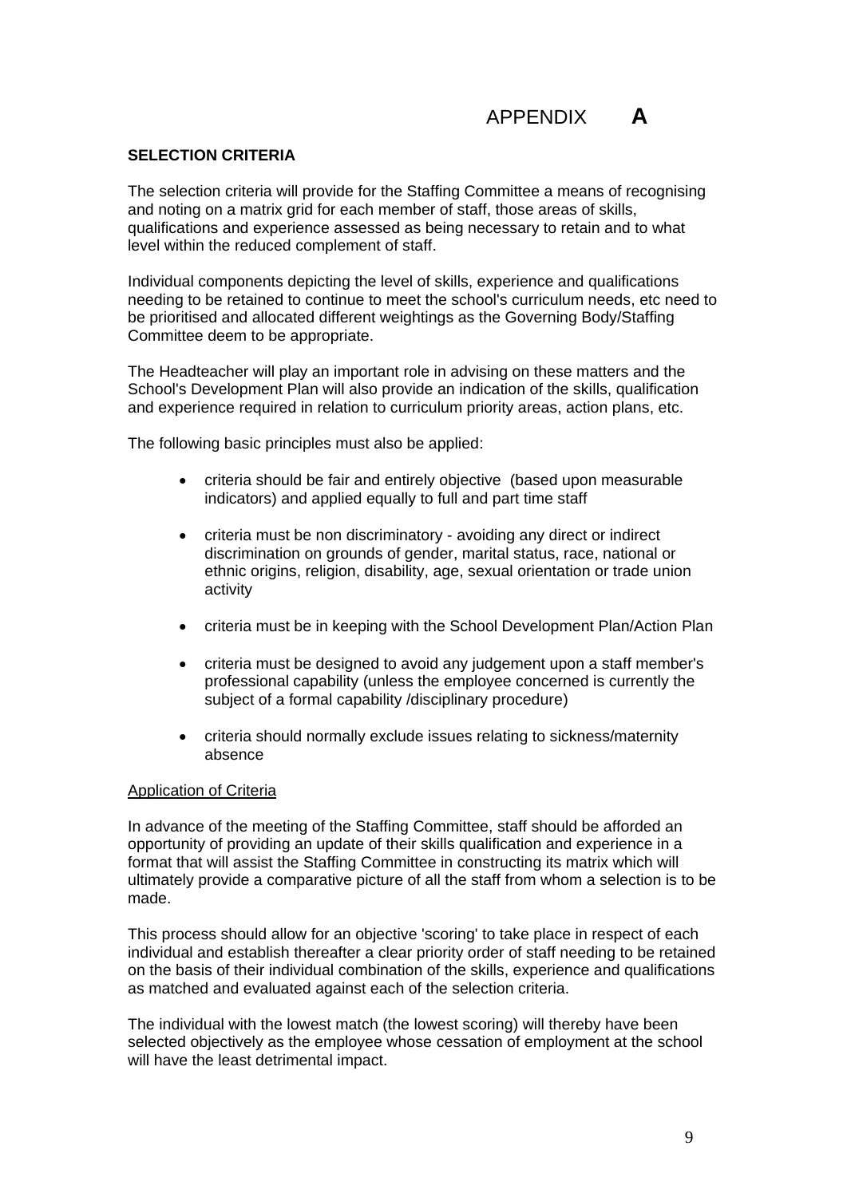# APPENDIX **A**

**SELECTION CRITERIA**

The selection criteria will provide for the Staffing Committee a means of recognising and noting on a matrix grid for each member of staff, those areas of skills, qualifications and experience assessed as being necessary to retain and to what level within the reduced complement of staff.

Individual components depicting the level of skills, experience and qualifications needing to be retained to continue to meet the school's curriculum needs, etc need to be prioritised and allocated different weightings as the Governing Body/Staffing Committee deem to be appropriate.

The Headteacher will play an important role in advising on these matters and the School's Development Plan will also provide an indication of the skills, qualification and experience required in relation to curriculum priority areas, action plans, etc.

The following basic principles must also be applied:

- criteria should be fair and entirely objective (based upon measurable indicators) and applied equally to full and part time staff
- criteria must be non discriminatory - avoiding any direct or indirect discrimination on grounds of gender, marital status, race, national or ethnic origins, religion, disability, age, sexual orientation or trade union activity
- criteria must be in keeping with the School Development Plan/Action Plan
- criteria must be designed to avoid any judgement upon a staff member's professional capability (unless the employee concerned is currently the subject of a formal capability /disciplinary procedure)
- criteria should normally exclude issues relating to sickness/maternity absence

<u>Application of Criteria</u>

In advance of the meeting of the Staffing Committee, staff should be afforded an opportunity of providing an update of their skills qualification and experience in a format that will assist the Staffing Committee in constructing its matrix which will ultimately provide a comparative picture of all the staff from whom a selection is to be made.

This process should allow for an objective 'scoring' to take place in respect of each individual and establish thereafter a clear priority order of staff needing to be retained on the basis of their individual combination of the skills, experience and qualifications as matched and evaluated against each of the selection criteria.

The individual with the lowest match (the lowest scoring) will thereby have been selected objectively as the employee whose cessation of employment at the school will have the least detrimental impact.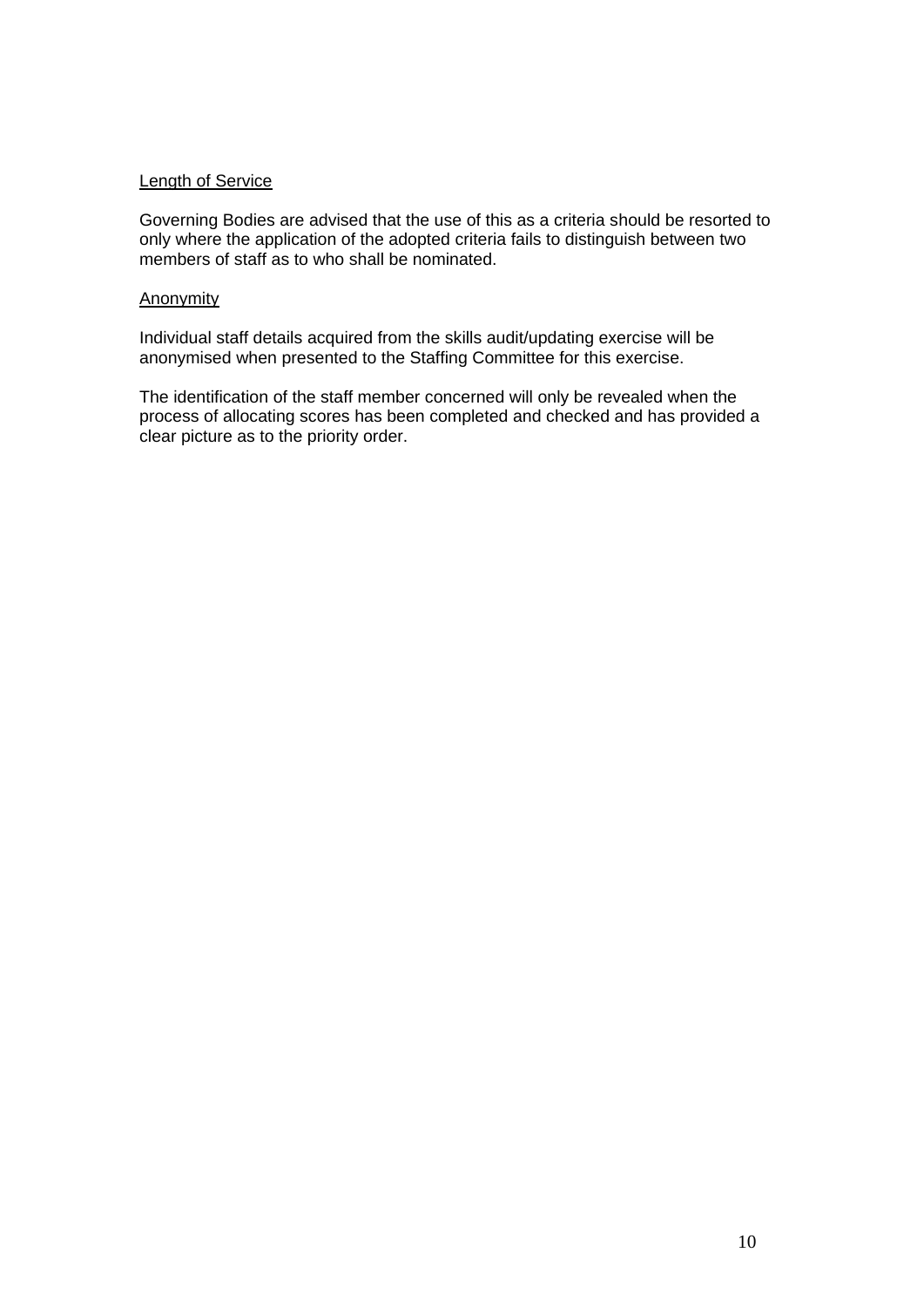<u>Length of Service</u>

Governing Bodies are advised that the use of this as a criteria should be resorted to only where the application of the adopted criteria fails to distinguish between two members of staff as to who shall be nominated.

<u>Anonymity</u>

Individual staff details acquired from the skills audit/updating exercise will be anonymised when presented to the Staffing Committee for this exercise.

The identification of the staff member concerned will only be revealed when the process of allocating scores has been completed and checked and has provided a clear picture as to the priority order.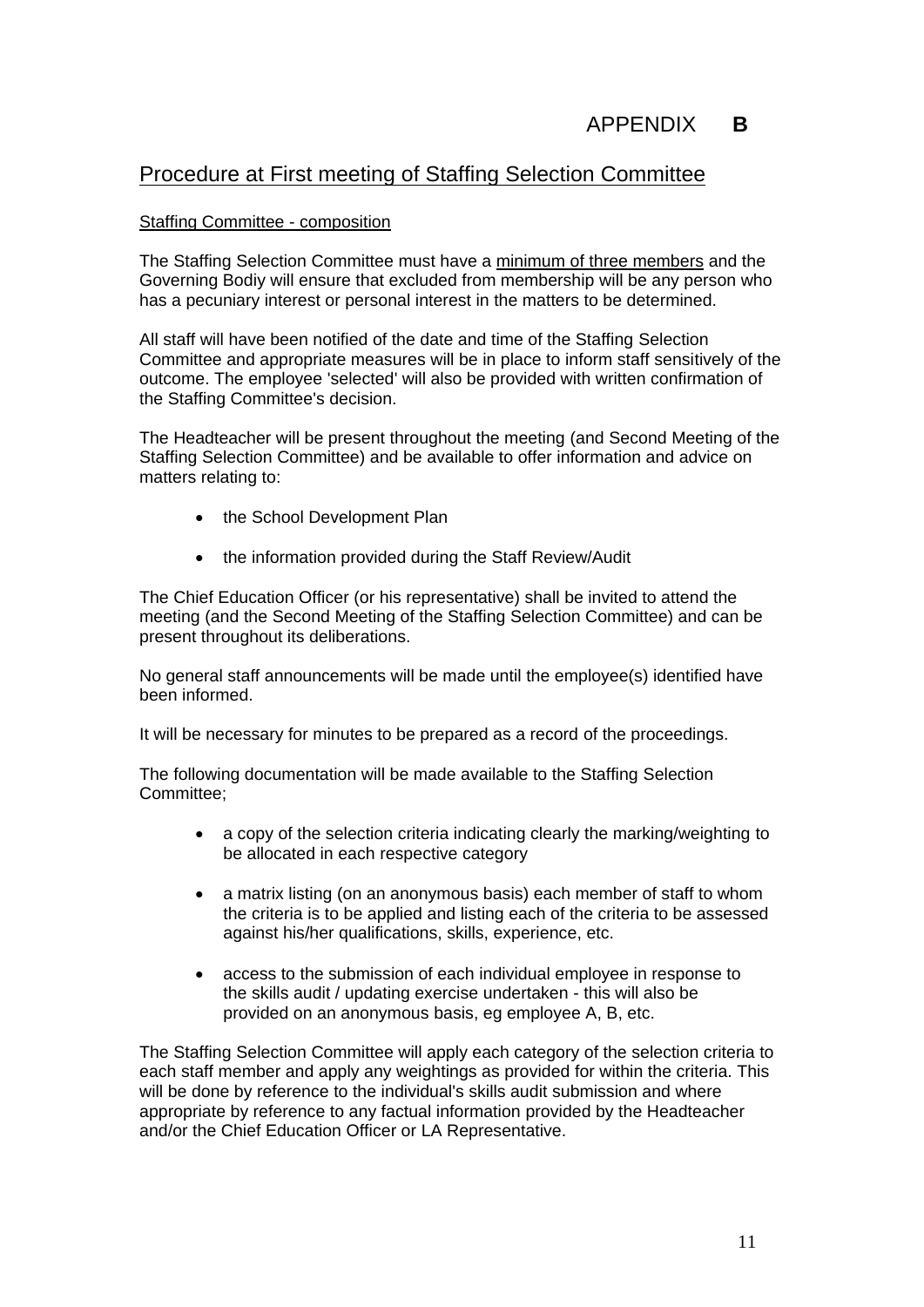# APPENDIX **B**

## Procedure at First meeting of Staffing Selection Committee

### Staffing Committee - composition

The Staffing Selection Committee must have a minimum of three members and the Governing Bodiy will ensure that excluded from membership will be any person who has a pecuniary interest or personal interest in the matters to be determined.

All staff will have been notified of the date and time of the Staffing Selection Committee and appropriate measures will be in place to inform staff sensitively of the outcome. The employee 'selected' will also be provided with written confirmation of the Staffing Committee's decision.

The Headteacher will be present throughout the meeting (and Second Meeting of the Staffing Selection Committee) and be available to offer information and advice on matters relating to:

- the School Development Plan
- the information provided during the Staff Review/Audit

The Chief Education Officer (or his representative) shall be invited to attend the meeting (and the Second Meeting of the Staffing Selection Committee) and can be present throughout its deliberations.

No general staff announcements will be made until the employee(s) identified have been informed.

It will be necessary for minutes to be prepared as a record of the proceedings.

The following documentation will be made available to the Staffing Selection Committee;

- a copy of the selection criteria indicating clearly the marking/weighting to be allocated in each respective category
- a matrix listing (on an anonymous basis) each member of staff to whom the criteria is to be applied and listing each of the criteria to be assessed against his/her qualifications, skills, experience, etc.
- access to the submission of each individual employee in response to the skills audit / updating exercise undertaken - this will also be provided on an anonymous basis, eg employee A, B, etc.

The Staffing Selection Committee will apply each category of the selection criteria to each staff member and apply any weightings as provided for within the criteria. This will be done by reference to the individual's skills audit submission and where appropriate by reference to any factual information provided by the Headteacher and/or the Chief Education Officer or LA Representative.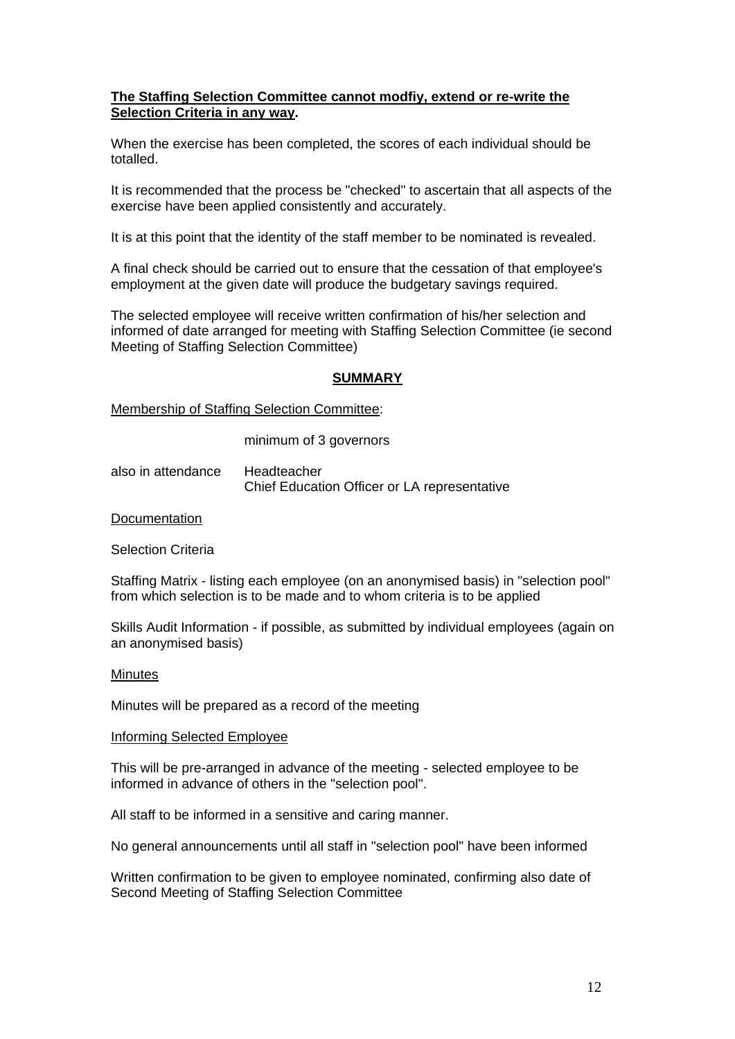**<u>The Staffing Selection Committee cannot modfiy, extend or re-write the Selection Criteria in any way</u>.**

When the exercise has been completed, the scores of each individual should be totalled.

It is recommended that the process be "checked" to ascertain that all aspects of the exercise have been applied consistently and accurately.

It is at this point that the identity of the staff member to be nominated is revealed.

A final check should be carried out to ensure that the cessation of that employee's employment at the given date will produce the budgetary savings required.

The selected employee will receive written confirmation of his/her selection and informed of date arranged for meeting with Staffing Selection Committee (ie second Meeting of Staffing Selection Committee)

## SUMMARY

<u>Membership of Staffing Selection Committee</u>:

minimum of 3 governors

also in attendance Headteacher
Chief Education Officer or LA representative

<u>Documentation</u>

Selection Criteria

Staffing Matrix - listing each employee (on an anonymised basis) in "selection pool" from which selection is to be made and to whom criteria is to be applied

Skills Audit Information - if possible, as submitted by individual employees (again on an anonymised basis)

<u>Minutes</u>

Minutes will be prepared as a record of the meeting

<u>Informing Selected Employee</u>

This will be pre-arranged in advance of the meeting - selected employee to be informed in advance of others in the "selection pool".

All staff to be informed in a sensitive and caring manner.

No general announcements until all staff in "selection pool" have been informed

Written confirmation to be given to employee nominated, confirming also date of Second Meeting of Staffing Selection Committee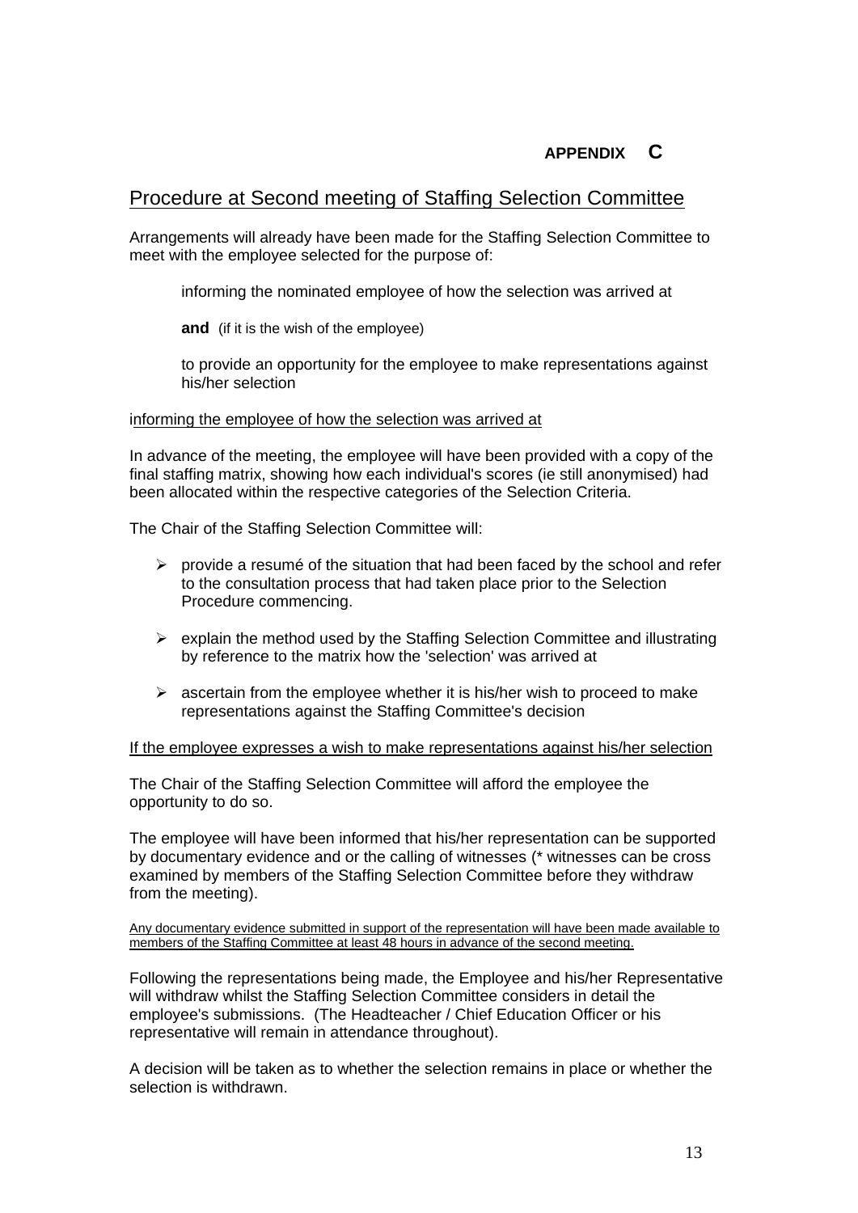**APPENDIX C**

## Procedure at Second meeting of Staffing Selection Committee

Arrangements will already have been made for the Staffing Selection Committee to meet with the employee selected for the purpose of:

informing the nominated employee of how the selection was arrived at

**and** (if it is the wish of the employee)

to provide an opportunity for the employee to make representations against his/her selection

informing the employee of how the selection was arrived at

In advance of the meeting, the employee will have been provided with a copy of the final staffing matrix, showing how each individual's scores (ie still anonymised) had been allocated within the respective categories of the Selection Criteria.

The Chair of the Staffing Selection Committee will:

- provide a resumé of the situation that had been faced by the school and refer to the consultation process that had taken place prior to the Selection Procedure commencing.
- explain the method used by the Staffing Selection Committee and illustrating by reference to the matrix how the 'selection' was arrived at
- ascertain from the employee whether it is his/her wish to proceed to make representations against the Staffing Committee's decision

If the employee expresses a wish to make representations against his/her selection

The Chair of the Staffing Selection Committee will afford the employee the opportunity to do so.

The employee will have been informed that his/her representation can be supported by documentary evidence and or the calling of witnesses (* witnesses can be cross examined by members of the Staffing Selection Committee before they withdraw from the meeting).

Any documentary evidence submitted in support of the representation will have been made available to members of the Staffing Committee at least 48 hours in advance of the second meeting.

Following the representations being made, the Employee and his/her Representative will withdraw whilst the Staffing Selection Committee considers in detail the employee's submissions. (The Headteacher / Chief Education Officer or his representative will remain in attendance throughout).

A decision will be taken as to whether the selection remains in place or whether the selection is withdrawn.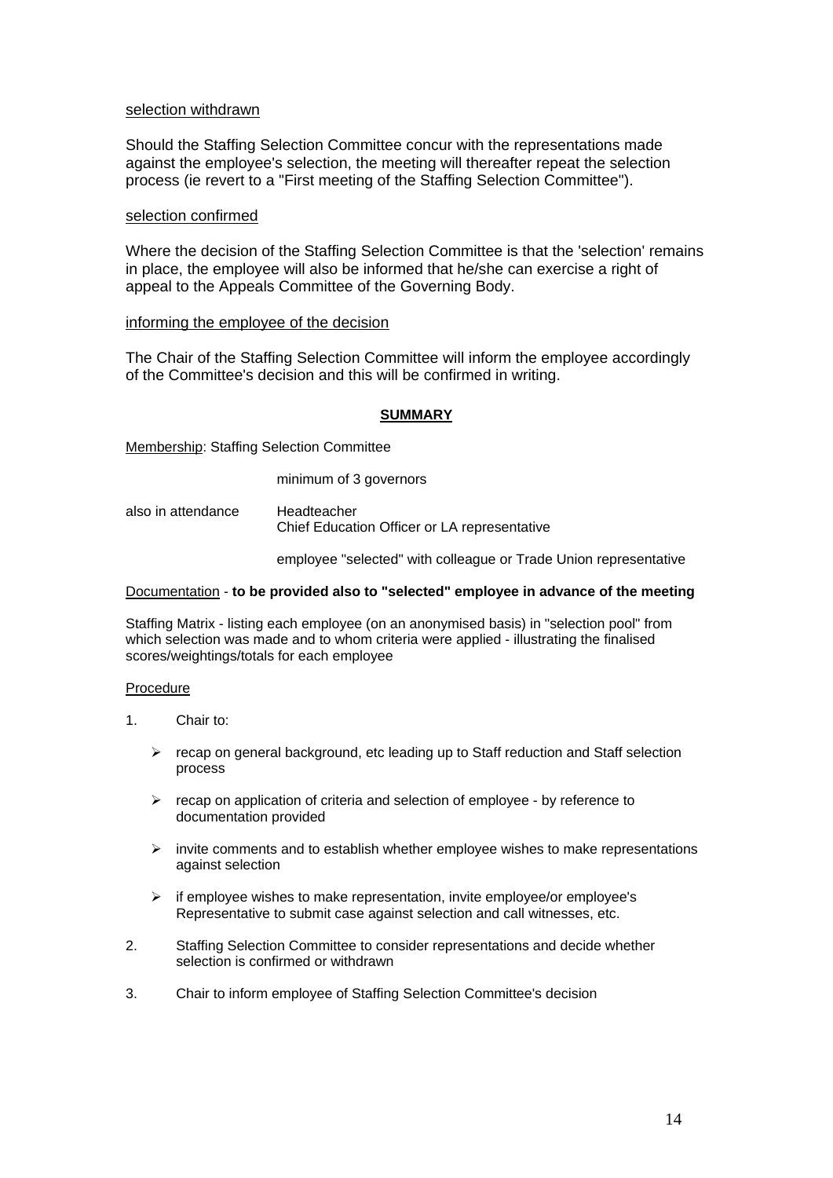selection withdrawn

Should the Staffing Selection Committee concur with the representations made against the employee's selection, the meeting will thereafter repeat the selection process (ie revert to a "First meeting of the Staffing Selection Committee").

selection confirmed

Where the decision of the Staffing Selection Committee is that the 'selection' remains in place, the employee will also be informed that he/she can exercise a right of appeal to the Appeals Committee of the Governing Body.

informing the employee of the decision

The Chair of the Staffing Selection Committee will inform the employee accordingly of the Committee's decision and this will be confirmed in writing.

**SUMMARY**

Membership: Staffing Selection Committee

minimum of 3 governors

also in attendance — Headteacher
Chief Education Officer or LA representative

employee "selected" with colleague or Trade Union representative

Documentation - **to be provided also to "selected" employee in advance of the meeting**

Staffing Matrix - listing each employee (on an anonymised basis) in "selection pool" from which selection was made and to whom criteria were applied - illustrating the finalised scores/weightings/totals for each employee

Procedure

1. Chair to:

   - recap on general background, etc leading up to Staff reduction and Staff selection process
   - recap on application of criteria and selection of employee - by reference to documentation provided
   - invite comments and to establish whether employee wishes to make representations against selection
   - if employee wishes to make representation, invite employee/or employee's Representative to submit case against selection and call witnesses, etc.

2. Staffing Selection Committee to consider representations and decide whether selection is confirmed or withdrawn

3. Chair to inform employee of Staffing Selection Committee's decision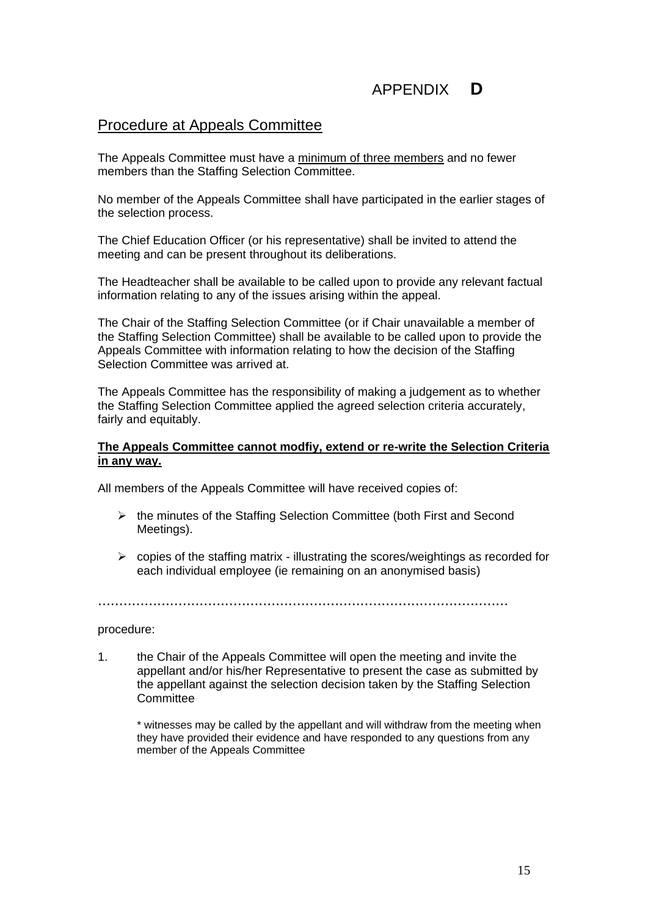# APPENDIX **D**

## Procedure at Appeals Committee

The Appeals Committee must have a minimum of three members and no fewer members than the Staffing Selection Committee.

No member of the Appeals Committee shall have participated in the earlier stages of the selection process.

The Chief Education Officer (or his representative) shall be invited to attend the meeting and can be present throughout its deliberations.

The Headteacher shall be available to be called upon to provide any relevant factual information relating to any of the issues arising within the appeal.

The Chair of the Staffing Selection Committee (or if Chair unavailable a member of the Staffing Selection Committee) shall be available to be called upon to provide the Appeals Committee with information relating to how the decision of the Staffing Selection Committee was arrived at.

The Appeals Committee has the responsibility of making a judgement as to whether the Staffing Selection Committee applied the agreed selection criteria accurately, fairly and equitably.

**The Appeals Committee cannot modfiy, extend or re-write the Selection Criteria in any way.**

All members of the Appeals Committee will have received copies of:

- the minutes of the Staffing Selection Committee (both First and Second Meetings).
- copies of the staffing matrix - illustrating the scores/weightings as recorded for each individual employee (ie remaining on an anonymised basis)

……………………………………………………………………………………

procedure:

1. the Chair of the Appeals Committee will open the meeting and invite the appellant and/or his/her Representative to present the case as submitted by the appellant against the selection decision taken by the Staffing Selection Committee

   * witnesses may be called by the appellant and will withdraw from the meeting when they have provided their evidence and have responded to any questions from any member of the Appeals Committee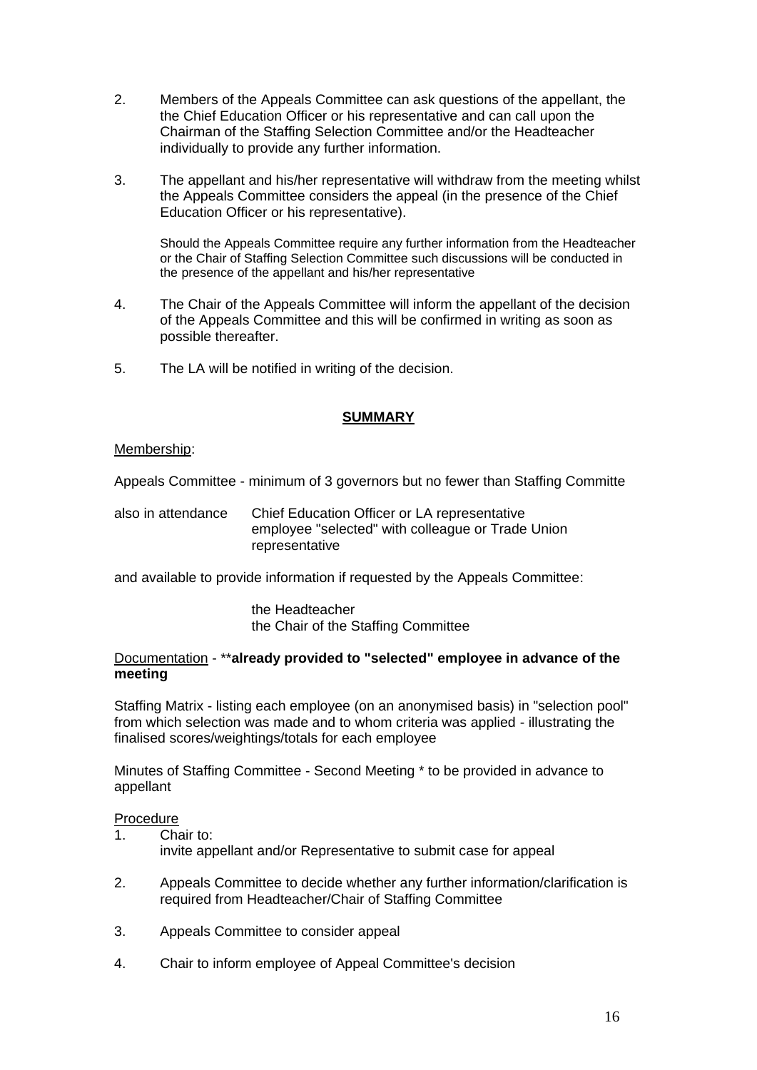2. Members of the Appeals Committee can ask questions of the appellant, the the Chief Education Officer or his representative and can call upon the Chairman of the Staffing Selection Committee and/or the Headteacher individually to provide any further information.

3. The appellant and his/her representative will withdraw from the meeting whilst the Appeals Committee considers the appeal (in the presence of the Chief Education Officer or his representative).

   Should the Appeals Committee require any further information from the Headteacher or the Chair of Staffing Selection Committee such discussions will be conducted in the presence of the appellant and his/her representative

4. The Chair of the Appeals Committee will inform the appellant of the decision of the Appeals Committee and this will be confirmed in writing as soon as possible thereafter.

5. The LA will be notified in writing of the decision.

## SUMMARY

Membership:

Appeals Committee - minimum of 3 governors but no fewer than Staffing Committe

also in attendance — Chief Education Officer or LA representative
employee "selected" with colleague or Trade Union representative

and available to provide information if requested by the Appeals Committee:

the Headteacher
the Chair of the Staffing Committee

Documentation - ****already provided to "selected" employee in advance of the meeting**

Staffing Matrix - listing each employee (on an anonymised basis) in "selection pool" from which selection was made and to whom criteria was applied - illustrating the finalised scores/weightings/totals for each employee

Minutes of Staffing Committee - Second Meeting * to be provided in advance to appellant

Procedure

1. Chair to:
   invite appellant and/or Representative to submit case for appeal

2. Appeals Committee to decide whether any further information/clarification is required from Headteacher/Chair of Staffing Committee

3. Appeals Committee to consider appeal

4. Chair to inform employee of Appeal Committee's decision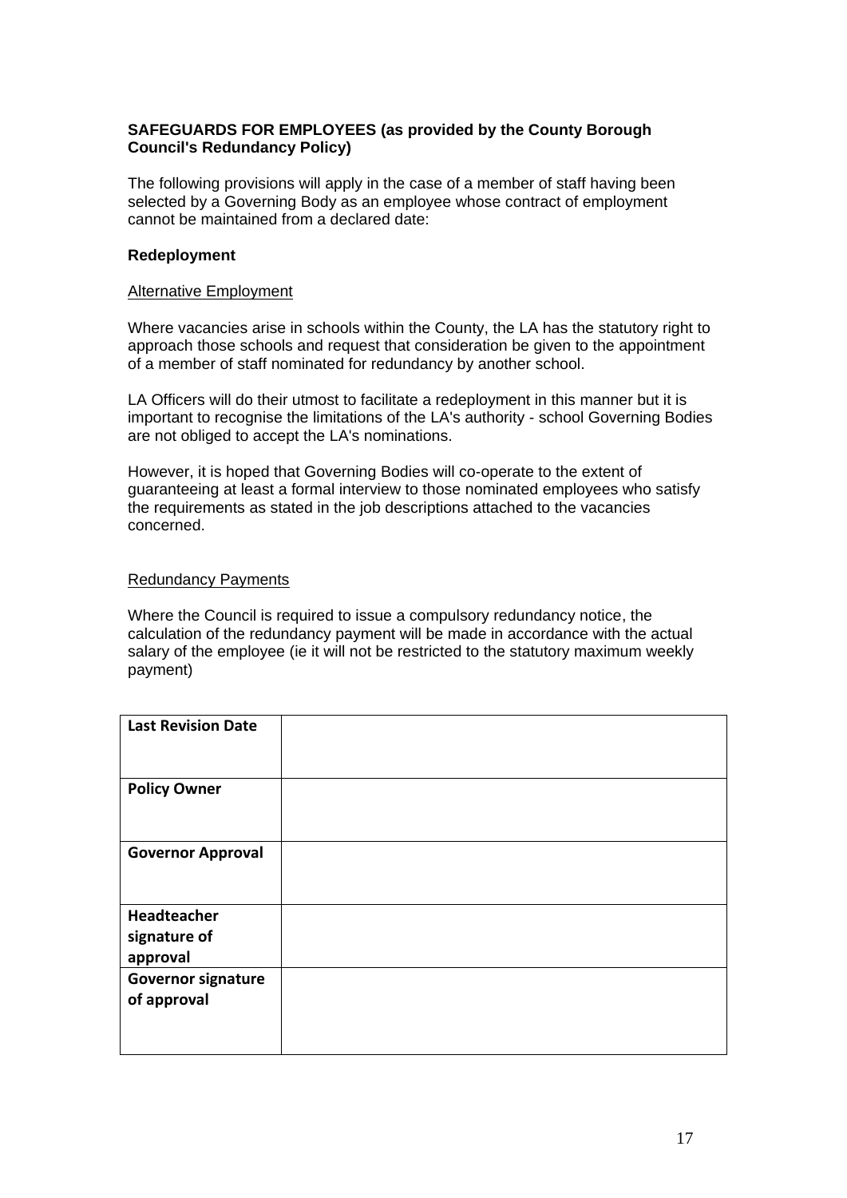**SAFEGUARDS FOR EMPLOYEES (as provided by the County Borough Council's Redundancy Policy)**

The following provisions will apply in the case of a member of staff having been selected by a Governing Body as an employee whose contract of employment cannot be maintained from a declared date:

**Redeployment**

<u>Alternative Employment</u>

Where vacancies arise in schools within the County, the LA has the statutory right to approach those schools and request that consideration be given to the appointment of a member of staff nominated for redundancy by another school.

LA Officers will do their utmost to facilitate a redeployment in this manner but it is important to recognise the limitations of the LA's authority - school Governing Bodies are not obliged to accept the LA's nominations.

However, it is hoped that Governing Bodies will co-operate to the extent of guaranteeing at least a formal interview to those nominated employees who satisfy the requirements as stated in the job descriptions attached to the vacancies concerned.

<u>Redundancy Payments</u>

Where the Council is required to issue a compulsory redundancy notice, the calculation of the redundancy payment will be made in accordance with the actual salary of the employee (ie it will not be restricted to the statutory maximum weekly payment)

| | |
|---|---|
| **Last Revision Date** | |
| **Policy Owner** | |
| **Governor Approval** | |
| **Headteacher signature of approval** | |
| **Governor signature of approval** | |